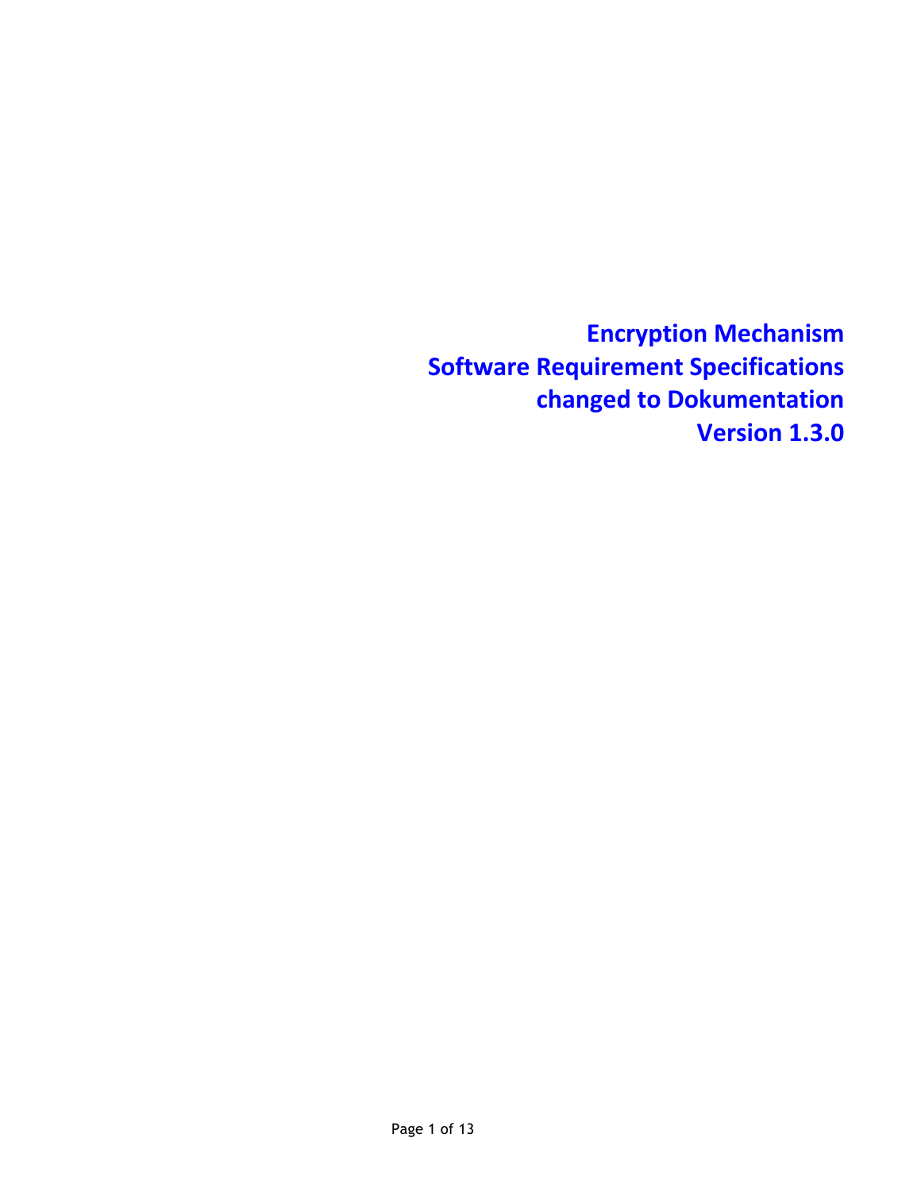# Encryption Mechanism
# Software Requirement Specifications
# changed to Dokumentation
# Version 1.3.0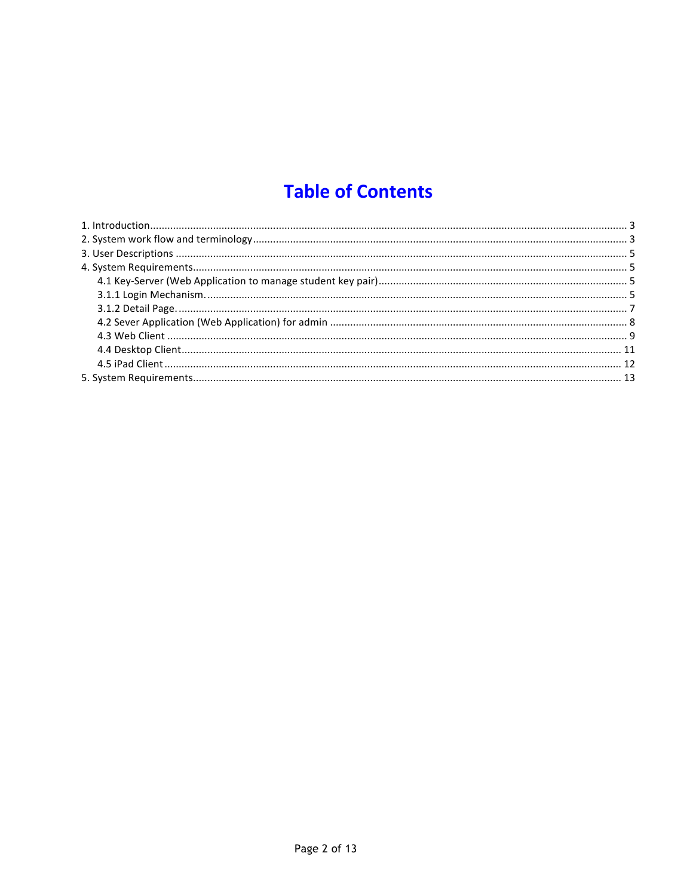# Table of Contents

1. Introduction .................................................. 3
2. System work flow and terminology .................................................. 3
3. User Descriptions .................................................. 5
4. System Requirements .................................................. 5
    - 4.1 Key-Server (Web Application to manage student key pair) .................................................. 5
    - 3.1.1 Login Mechanism. .................................................. 5
    - 3.1.2 Detail Page. .................................................. 7
    - 4.2 Sever Application (Web Application) for admin .................................................. 8
    - 4.3 Web Client .................................................. 9
    - 4.4 Desktop Client .................................................. 11
    - 4.5 iPad Client .................................................. 12
5. System Requirements .................................................. 13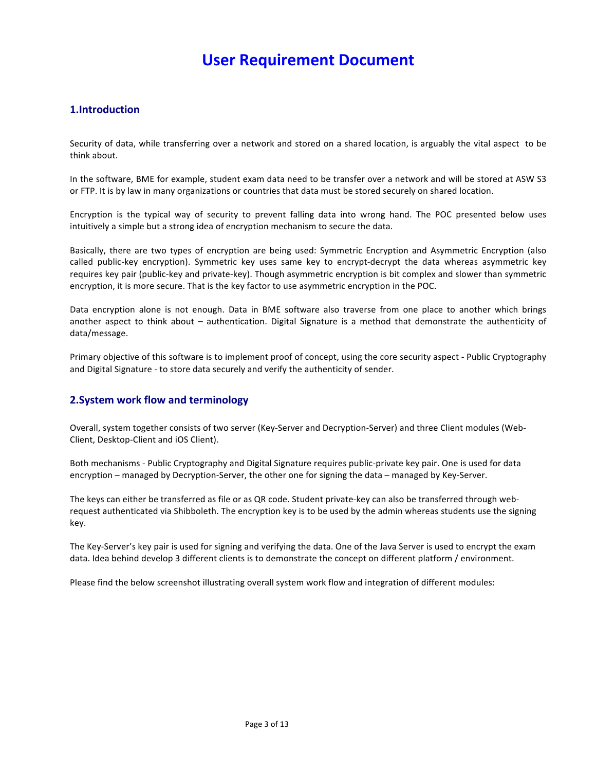# User Requirement Document

## 1.Introduction

Security of data, while transferring over a network and stored on a shared location, is arguably the vital aspect to be think about.

In the software, BME for example, student exam data need to be transfer over a network and will be stored at ASW S3 or FTP. It is by law in many organizations or countries that data must be stored securely on shared location.

Encryption is the typical way of security to prevent falling data into wrong hand. The POC presented below uses intuitively a simple but a strong idea of encryption mechanism to secure the data.

Basically, there are two types of encryption are being used: Symmetric Encryption and Asymmetric Encryption (also called public-key encryption). Symmetric key uses same key to encrypt-decrypt the data whereas asymmetric key requires key pair (public-key and private-key). Though asymmetric encryption is bit complex and slower than symmetric encryption, it is more secure. That is the key factor to use asymmetric encryption in the POC.

Data encryption alone is not enough. Data in BME software also traverse from one place to another which brings another aspect to think about – authentication. Digital Signature is a method that demonstrate the authenticity of data/message.

Primary objective of this software is to implement proof of concept, using the core security aspect - Public Cryptography and Digital Signature - to store data securely and verify the authenticity of sender.

## 2.System work flow and terminology

Overall, system together consists of two server (Key-Server and Decryption-Server) and three Client modules (Web-Client, Desktop-Client and iOS Client).

Both mechanisms - Public Cryptography and Digital Signature requires public-private key pair. One is used for data encryption – managed by Decryption-Server, the other one for signing the data – managed by Key-Server.

The keys can either be transferred as file or as QR code. Student private-key can also be transferred through web-request authenticated via Shibboleth. The encryption key is to be used by the admin whereas students use the signing key.

The Key-Server's key pair is used for signing and verifying the data. One of the Java Server is used to encrypt the exam data. Idea behind develop 3 different clients is to demonstrate the concept on different platform / environment.

Please find the below screenshot illustrating overall system work flow and integration of different modules: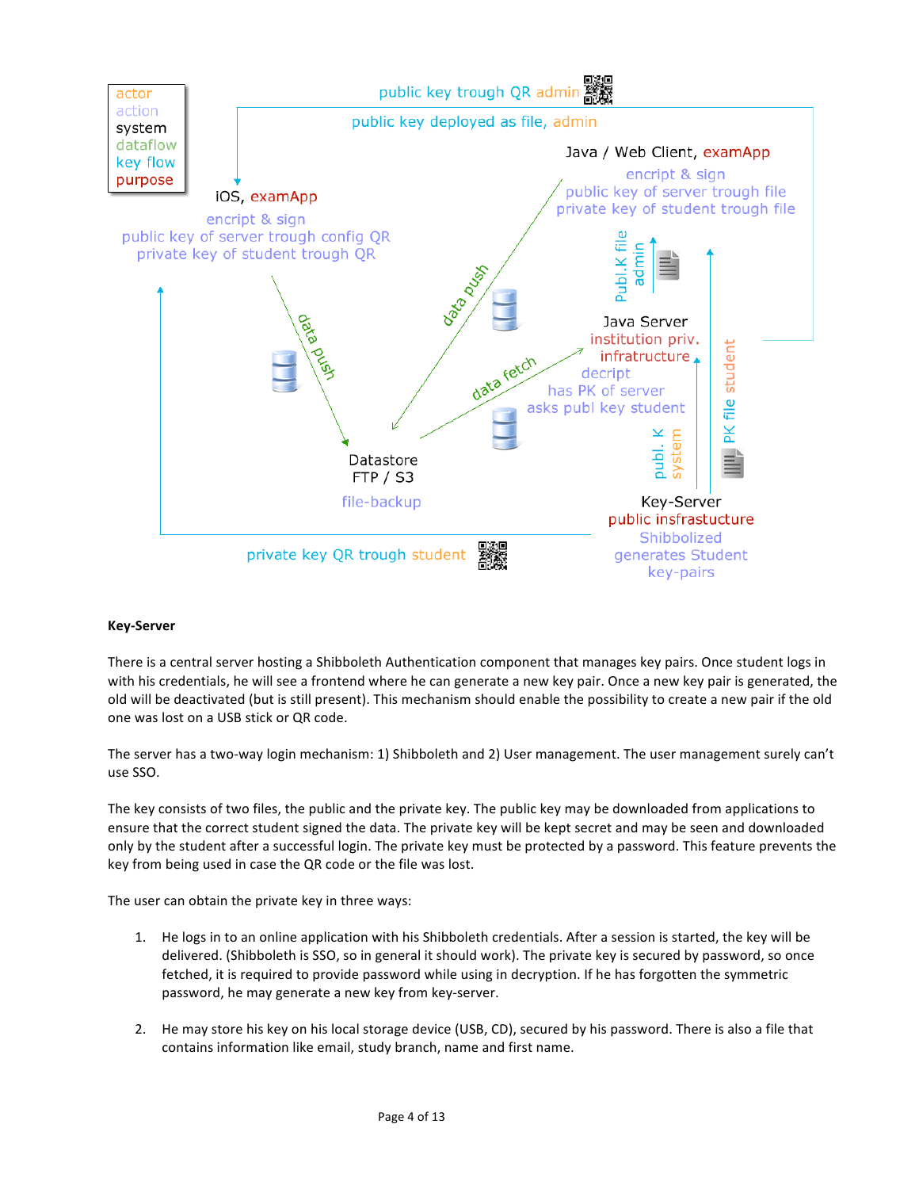actor
action
system
dataflow
key flow
purpose

public key trough QR admin

public key deployed as file, admin

Java / Web Client, examApp
encript & sign
public key of server trough file
private key of student trough file

iOS, examApp
encript & sign
public key of server trough config QR
private key of student trough QR

data push

data push

Publ.K file admin

Java Server
institution priv. infratructure
decript
has PK of server
asks publ key student

data fetch

PK file student

publ. K system

Datastore
FTP / S3
file-backup

Key-Server
public insfrastucture
Shibbolized
generates Student key-pairs

private key QR trough student

**Key-Server**

There is a central server hosting a Shibboleth Authentication component that manages key pairs. Once student logs in with his credentials, he will see a frontend where he can generate a new key pair. Once a new key pair is generated, the old will be deactivated (but is still present). This mechanism should enable the possibility to create a new pair if the old one was lost on a USB stick or QR code.

The server has a two-way login mechanism: 1) Shibboleth and 2) User management. The user management surely can't use SSO.

The key consists of two files, the public and the private key. The public key may be downloaded from applications to ensure that the correct student signed the data. The private key will be kept secret and may be seen and downloaded only by the student after a successful login. The private key must be protected by a password. This feature prevents the key from being used in case the QR code or the file was lost.

The user can obtain the private key in three ways:

1. He logs in to an online application with his Shibboleth credentials. After a session is started, the key will be delivered. (Shibboleth is SSO, so in general it should work). The private key is secured by password, so once fetched, it is required to provide password while using in decryption. If he has forgotten the symmetric password, he may generate a new key from key-server.

2. He may store his key on his local storage device (USB, CD), secured by his password. There is also a file that contains information like email, study branch, name and first name.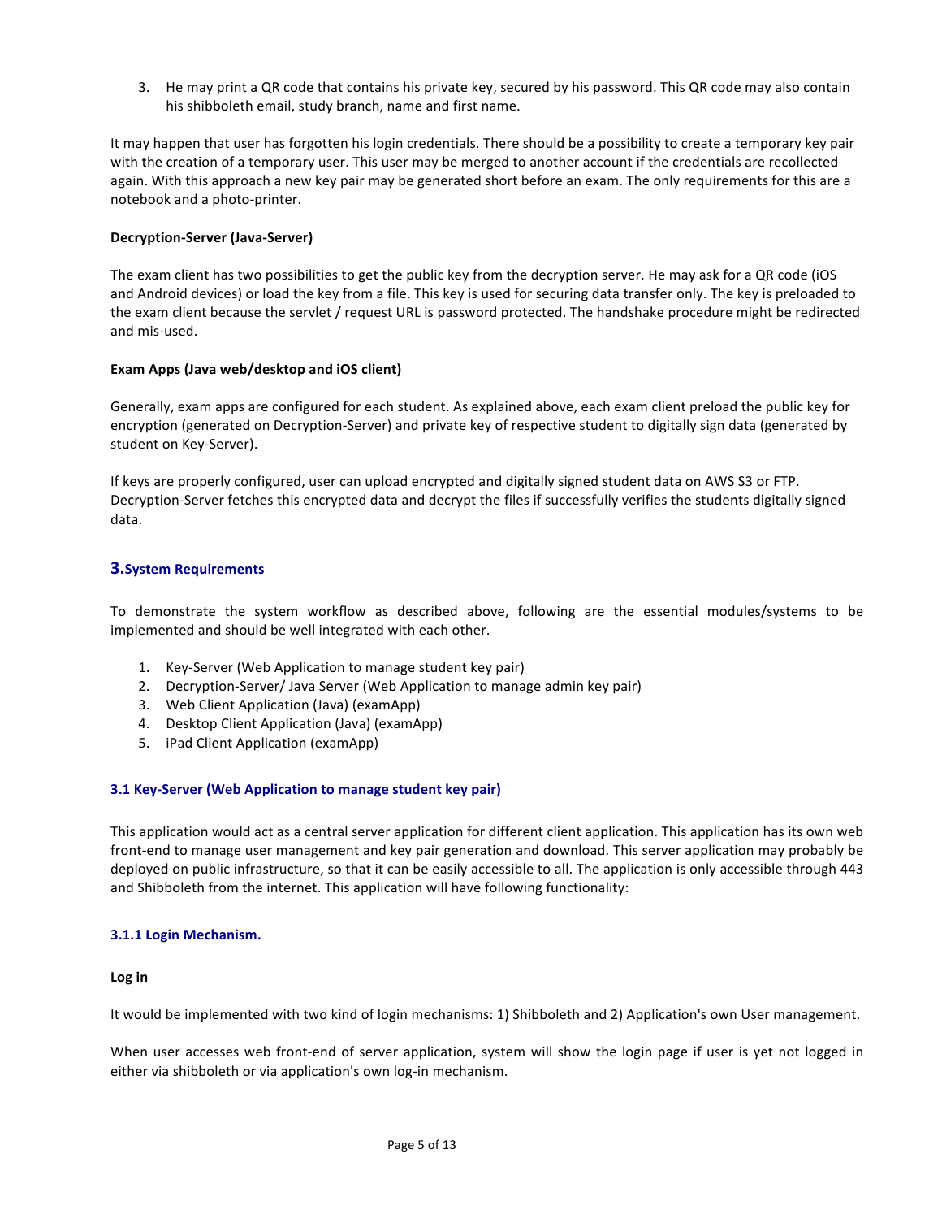3. He may print a QR code that contains his private key, secured by his password. This QR code may also contain his shibboleth email, study branch, name and first name.

It may happen that user has forgotten his login credentials. There should be a possibility to create a temporary key pair with the creation of a temporary user. This user may be merged to another account if the credentials are recollected again. With this approach a new key pair may be generated short before an exam. The only requirements for this are a notebook and a photo-printer.

**Decryption-Server (Java-Server)**

The exam client has two possibilities to get the public key from the decryption server. He may ask for a QR code (iOS and Android devices) or load the key from a file. This key is used for securing data transfer only. The key is preloaded to the exam client because the servlet / request URL is password protected. The handshake procedure might be redirected and mis-used.

**Exam Apps (Java web/desktop and iOS client)**

Generally, exam apps are configured for each student. As explained above, each exam client preload the public key for encryption (generated on Decryption-Server) and private key of respective student to digitally sign data (generated by student on Key-Server).

If keys are properly configured, user can upload encrypted and digitally signed student data on AWS S3 or FTP. Decryption-Server fetches this encrypted data and decrypt the files if successfully verifies the students digitally signed data.

## 3. System Requirements

To demonstrate the system workflow as described above, following are the essential modules/systems to be implemented and should be well integrated with each other.

1. Key-Server (Web Application to manage student key pair)
2. Decryption-Server/ Java Server (Web Application to manage admin key pair)
3. Web Client Application (Java) (examApp)
4. Desktop Client Application (Java) (examApp)
5. iPad Client Application (examApp)

### 3.1 Key-Server (Web Application to manage student key pair)

This application would act as a central server application for different client application. This application has its own web front-end to manage user management and key pair generation and download. This server application may probably be deployed on public infrastructure, so that it can be easily accessible to all. The application is only accessible through 443 and Shibboleth from the internet. This application will have following functionality:

#### 3.1.1 Login Mechanism.

**Log in**

It would be implemented with two kind of login mechanisms: 1) Shibboleth and 2) Application's own User management.

When user accesses web front-end of server application, system will show the login page if user is yet not logged in either via shibboleth or via application's own log-in mechanism.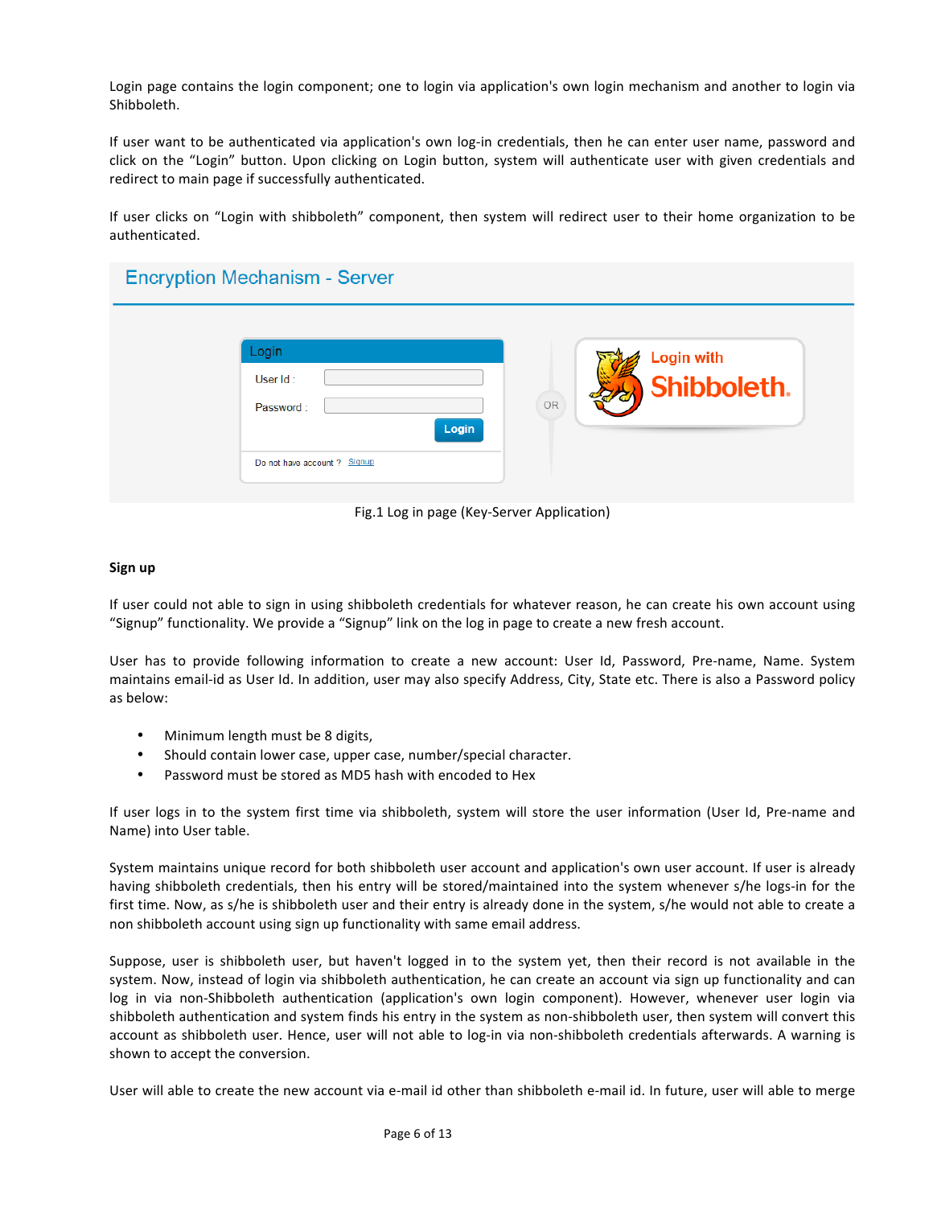Login page contains the login component; one to login via application's own login mechanism and another to login via Shibboleth.

If user want to be authenticated via application's own log-in credentials, then he can enter user name, password and click on the “Login” button. Upon clicking on Login button, system will authenticate user with given credentials and redirect to main page if successfully authenticated.

If user clicks on “Login with shibboleth” component, then system will redirect user to their home organization to be authenticated.

Fig.1 Log in page (Key-Server Application)

**Sign up**

If user could not able to sign in using shibboleth credentials for whatever reason, he can create his own account using “Signup” functionality. We provide a “Signup” link on the log in page to create a new fresh account.

User has to provide following information to create a new account: User Id, Password, Pre-name, Name. System maintains email-id as User Id. In addition, user may also specify Address, City, State etc. There is also a Password policy as below:

- Minimum length must be 8 digits,
- Should contain lower case, upper case, number/special character.
- Password must be stored as MD5 hash with encoded to Hex

If user logs in to the system first time via shibboleth, system will store the user information (User Id, Pre-name and Name) into User table.

System maintains unique record for both shibboleth user account and application's own user account. If user is already having shibboleth credentials, then his entry will be stored/maintained into the system whenever s/he logs-in for the first time. Now, as s/he is shibboleth user and their entry is already done in the system, s/he would not able to create a non shibboleth account using sign up functionality with same email address.

Suppose, user is shibboleth user, but haven't logged in to the system yet, then their record is not available in the system. Now, instead of login via shibboleth authentication, he can create an account via sign up functionality and can log in via non-Shibboleth authentication (application's own login component). However, whenever user login via shibboleth authentication and system finds his entry in the system as non-shibboleth user, then system will convert this account as shibboleth user. Hence, user will not able to log-in via non-shibboleth credentials afterwards. A warning is shown to accept the conversion.

User will able to create the new account via e-mail id other than shibboleth e-mail id. In future, user will able to merge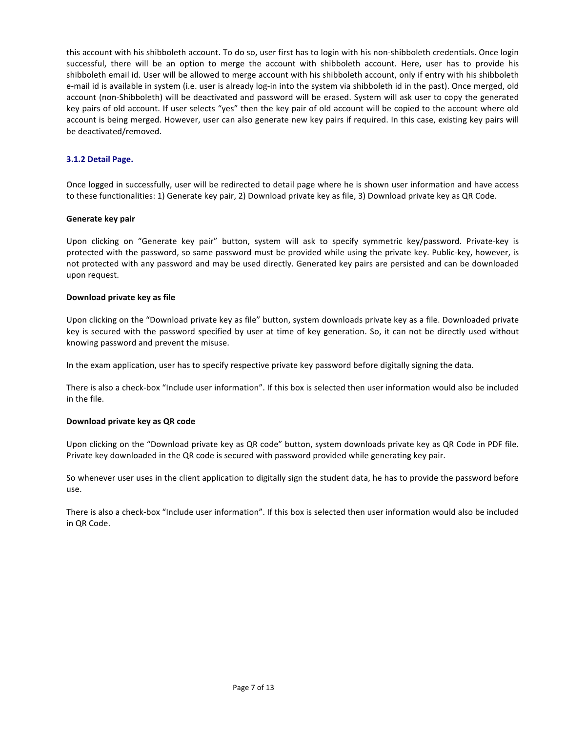this account with his shibboleth account. To do so, user first has to login with his non-shibboleth credentials. Once login successful, there will be an option to merge the account with shibboleth account. Here, user has to provide his shibboleth email id. User will be allowed to merge account with his shibboleth account, only if entry with his shibboleth e-mail id is available in system (i.e. user is already log-in into the system via shibboleth id in the past). Once merged, old account (non-Shibboleth) will be deactivated and password will be erased. System will ask user to copy the generated key pairs of old account. If user selects "yes" then the key pair of old account will be copied to the account where old account is being merged. However, user can also generate new key pairs if required. In this case, existing key pairs will be deactivated/removed.

### 3.1.2 Detail Page.

Once logged in successfully, user will be redirected to detail page where he is shown user information and have access to these functionalities: 1) Generate key pair, 2) Download private key as file, 3) Download private key as QR Code.

**Generate key pair**

Upon clicking on "Generate key pair" button, system will ask to specify symmetric key/password. Private-key is protected with the password, so same password must be provided while using the private key. Public-key, however, is not protected with any password and may be used directly. Generated key pairs are persisted and can be downloaded upon request.

**Download private key as file**

Upon clicking on the "Download private key as file" button, system downloads private key as a file. Downloaded private key is secured with the password specified by user at time of key generation. So, it can not be directly used without knowing password and prevent the misuse.

In the exam application, user has to specify respective private key password before digitally signing the data.

There is also a check-box "Include user information". If this box is selected then user information would also be included in the file.

**Download private key as QR code**

Upon clicking on the "Download private key as QR code" button, system downloads private key as QR Code in PDF file. Private key downloaded in the QR code is secured with password provided while generating key pair.

So whenever user uses in the client application to digitally sign the student data, he has to provide the password before use.

There is also a check-box "Include user information". If this box is selected then user information would also be included in QR Code.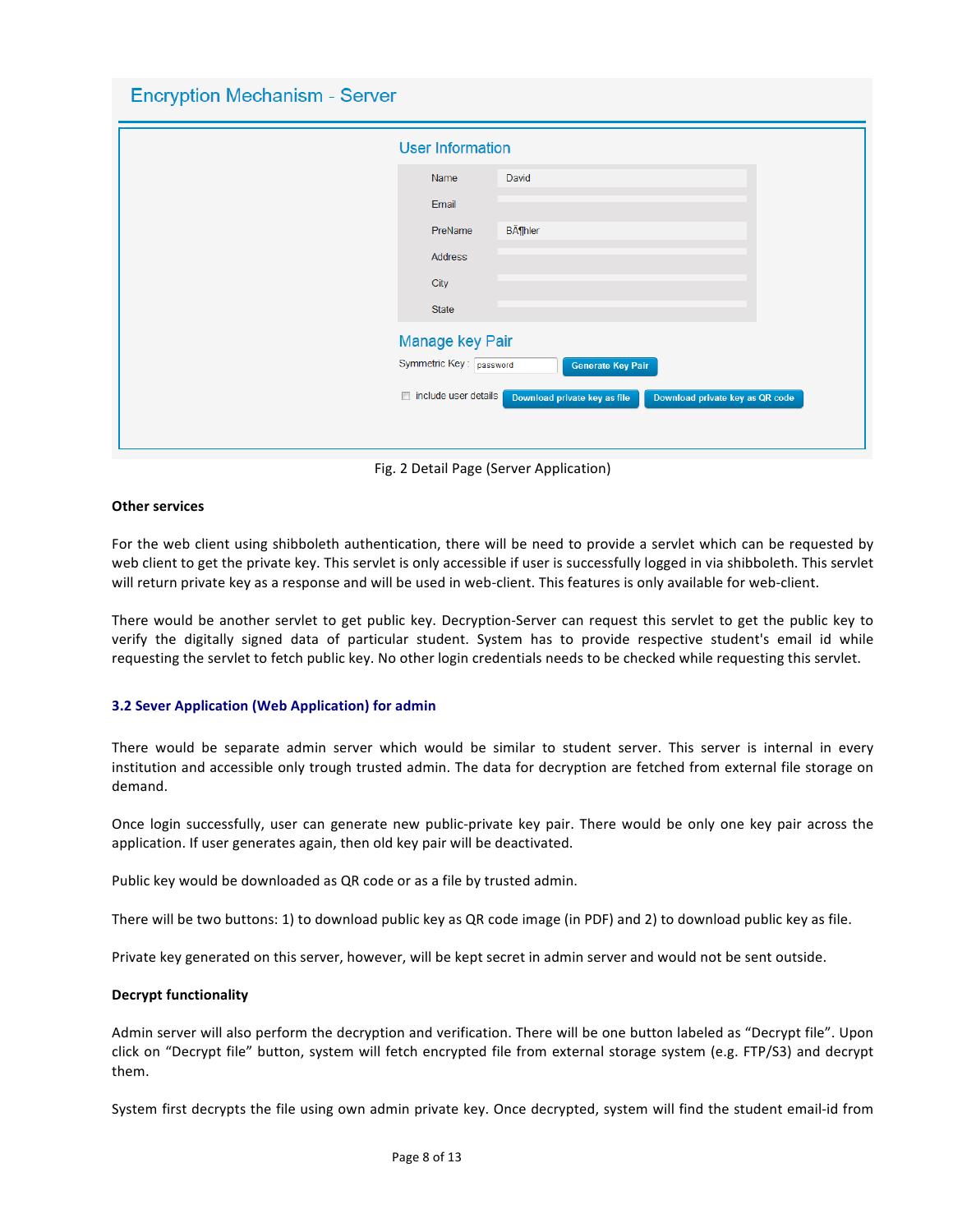Encryption Mechanism - Server

User Information

| Name | David |
| --- | --- |
| Email | |
| PreName | BÃ¶hler |
| Address | |
| City | |
| State | |

Manage key Pair

Symmetric Key : password [Generate Key Pair]

include user details [Download private key as file] [Download private key as QR code]

Fig. 2 Detail Page (Server Application)

**Other services**

For the web client using shibboleth authentication, there will be need to provide a servlet which can be requested by web client to get the private key. This servlet is only accessible if user is successfully logged in via shibboleth. This servlet will return private key as a response and will be used in web-client. This features is only available for web-client.

There would be another servlet to get public key. Decryption-Server can request this servlet to get the public key to verify the digitally signed data of particular student. System has to provide respective student's email id while requesting the servlet to fetch public key. No other login credentials needs to be checked while requesting this servlet.

### 3.2 Sever Application (Web Application) for admin

There would be separate admin server which would be similar to student server. This server is internal in every institution and accessible only trough trusted admin. The data for decryption are fetched from external file storage on demand.

Once login successfully, user can generate new public-private key pair. There would be only one key pair across the application. If user generates again, then old key pair will be deactivated.

Public key would be downloaded as QR code or as a file by trusted admin.

There will be two buttons: 1) to download public key as QR code image (in PDF) and 2) to download public key as file.

Private key generated on this server, however, will be kept secret in admin server and would not be sent outside.

**Decrypt functionality**

Admin server will also perform the decryption and verification. There will be one button labeled as "Decrypt file". Upon click on "Decrypt file" button, system will fetch encrypted file from external storage system (e.g. FTP/S3) and decrypt them.

System first decrypts the file using own admin private key. Once decrypted, system will find the student email-id from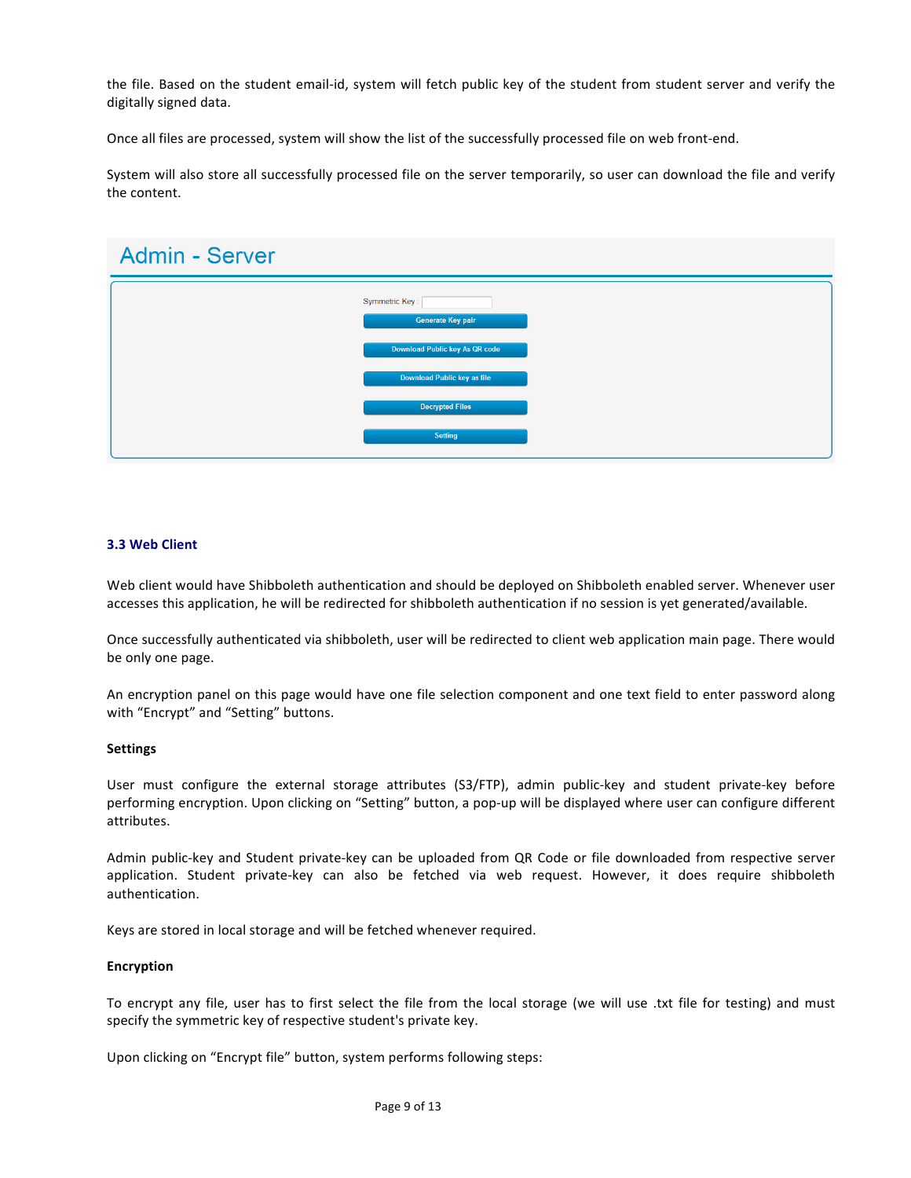the file. Based on the student email-id, system will fetch public key of the student from student server and verify the digitally signed data.

Once all files are processed, system will show the list of the successfully processed file on web front-end.

System will also store all successfully processed file on the server temporarily, so user can download the file and verify the content.

Admin - Server

Symmetric Key :

Generate Key pair

Download Public key As QR code

Download Public key as file

Decrypted Files

Setting

### 3.3 Web Client

Web client would have Shibboleth authentication and should be deployed on Shibboleth enabled server. Whenever user accesses this application, he will be redirected for shibboleth authentication if no session is yet generated/available.

Once successfully authenticated via shibboleth, user will be redirected to client web application main page. There would be only one page.

An encryption panel on this page would have one file selection component and one text field to enter password along with “Encrypt” and “Setting” buttons.

**Settings**

User must configure the external storage attributes (S3/FTP), admin public-key and student private-key before performing encryption. Upon clicking on “Setting” button, a pop-up will be displayed where user can configure different attributes.

Admin public-key and Student private-key can be uploaded from QR Code or file downloaded from respective server application. Student private-key can also be fetched via web request. However, it does require shibboleth authentication.

Keys are stored in local storage and will be fetched whenever required.

**Encryption**

To encrypt any file, user has to first select the file from the local storage (we will use .txt file for testing) and must specify the symmetric key of respective student's private key.

Upon clicking on “Encrypt file” button, system performs following steps: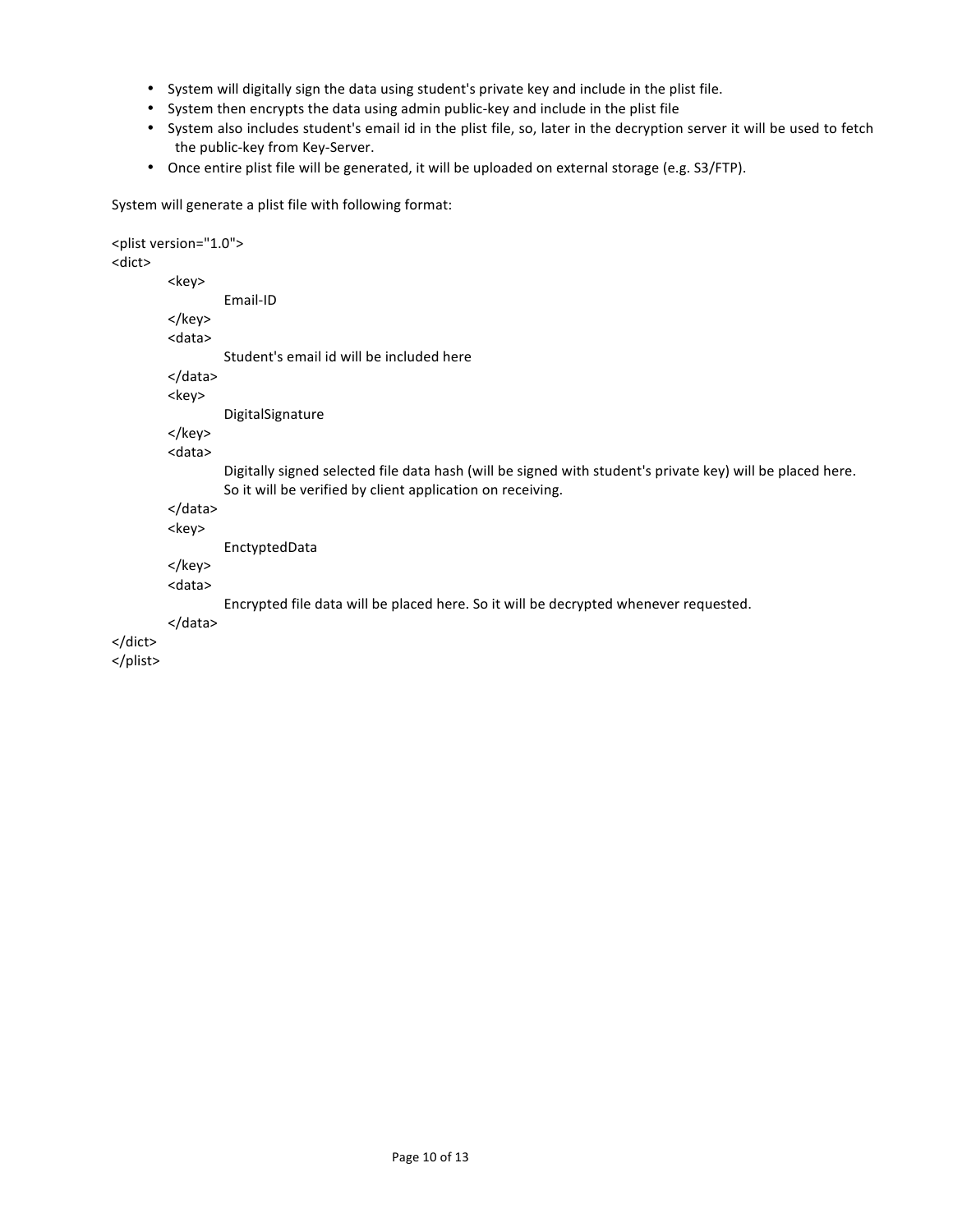- System will digitally sign the data using student's private key and include in the plist file.
- System then encrypts the data using admin public-key and include in the plist file
- System also includes student's email id in the plist file, so, later in the decryption server it will be used to fetch the public-key from Key-Server.
- Once entire plist file will be generated, it will be uploaded on external storage (e.g. S3/FTP).

System will generate a plist file with following format:

```
<plist version="1.0">
<dict>
	<key>
		Email-ID
	</key>
	<data>
		Student's email id will be included here
	</data>
	<key>
		DigitalSignature
	</key>
	<data>
		Digitally signed selected file data hash (will be signed with student's private key) will be placed here.
		So it will be verified by client application on receiving.
	</data>
	<key>
		EnctyptedData
	</key>
	<data>
		Encrypted file data will be placed here. So it will be decrypted whenever requested.
	</data>
</dict>
</plist>
```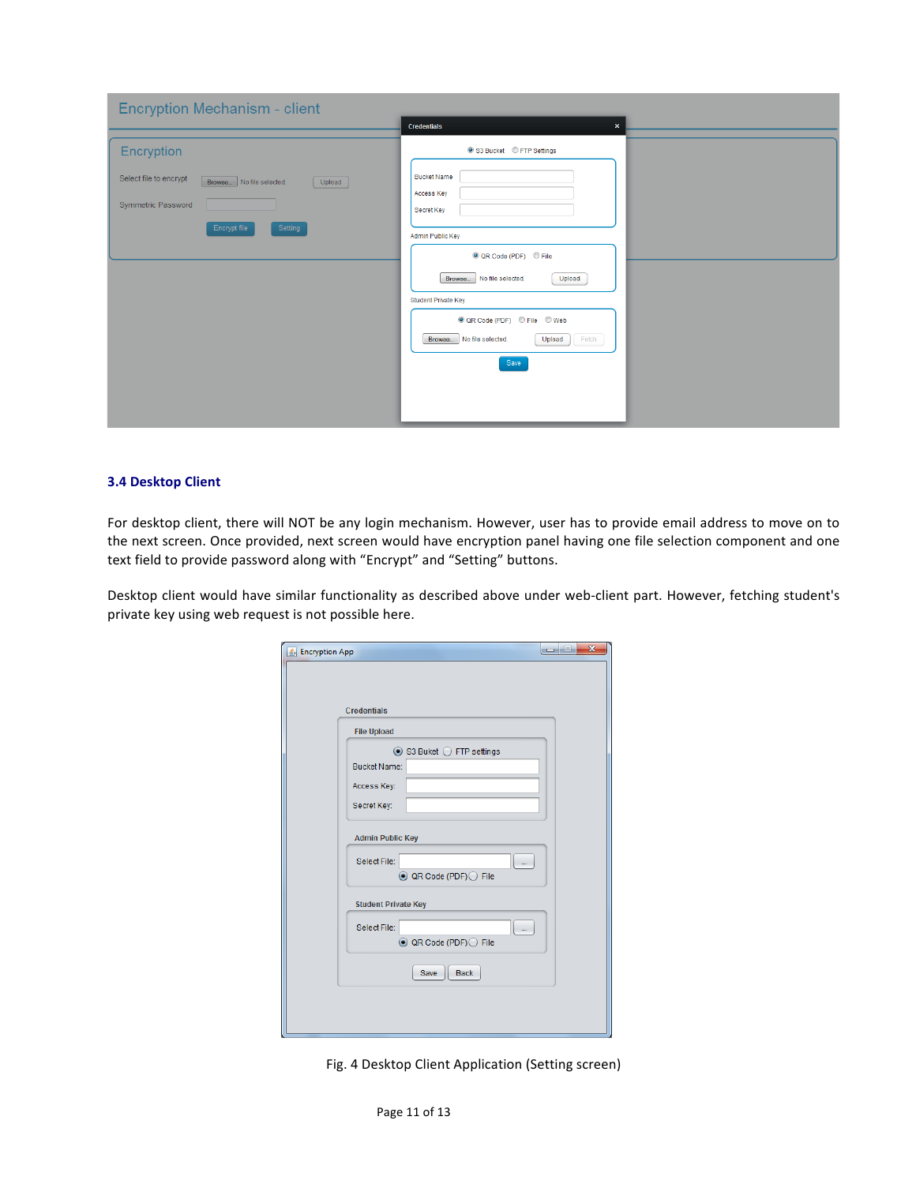### 3.4 Desktop Client

For desktop client, there will NOT be any login mechanism. However, user has to provide email address to move on to the next screen. Once provided, next screen would have encryption panel having one file selection component and one text field to provide password along with "Encrypt" and "Setting" buttons.

Desktop client would have similar functionality as described above under web-client part. However, fetching student's private key using web request is not possible here.

Fig. 4 Desktop Client Application (Setting screen)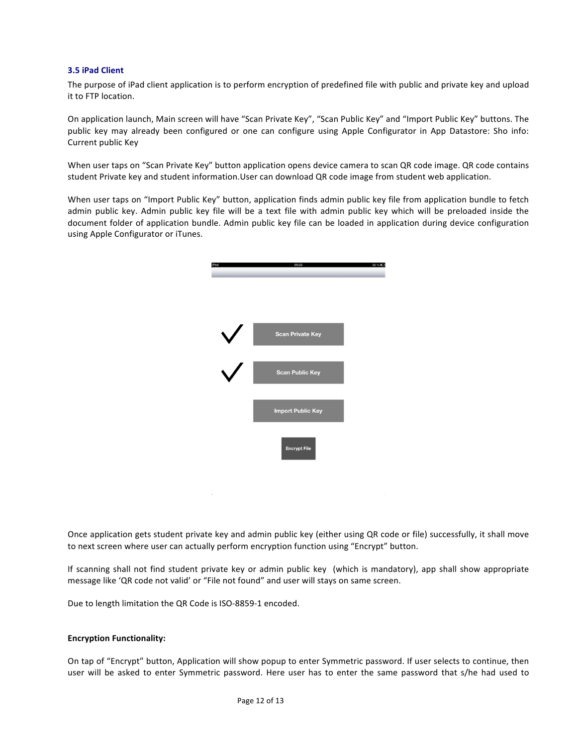### 3.5 iPad Client

The purpose of iPad client application is to perform encryption of predefined file with public and private key and upload it to FTP location.

On application launch, Main screen will have "Scan Private Key", "Scan Public Key" and "Import Public Key" buttons. The public key may already been configured or one can configure using Apple Configurator in App Datastore: Sho info: Current public Key

When user taps on "Scan Private Key" button application opens device camera to scan QR code image. QR code contains student Private key and student information.User can download QR code image from student web application.

When user taps on "Import Public Key" button, application finds admin public key file from application bundle to fetch admin public key. Admin public key file will be a text file with admin public key which will be preloaded inside the document folder of application bundle. Admin public key file can be loaded in application during device configuration using Apple Configurator or iTunes.

Once application gets student private key and admin public key (either using QR code or file) successfully, it shall move to next screen where user can actually perform encryption function using "Encrypt" button.

If scanning shall not find student private key or admin public key (which is mandatory), app shall show appropriate message like 'QR code not valid' or "File not found" and user will stays on same screen.

Due to length limitation the QR Code is ISO-8859-1 encoded.

**Encryption Functionality:**

On tap of "Encrypt" button, Application will show popup to enter Symmetric password. If user selects to continue, then user will be asked to enter Symmetric password. Here user has to enter the same password that s/he had used to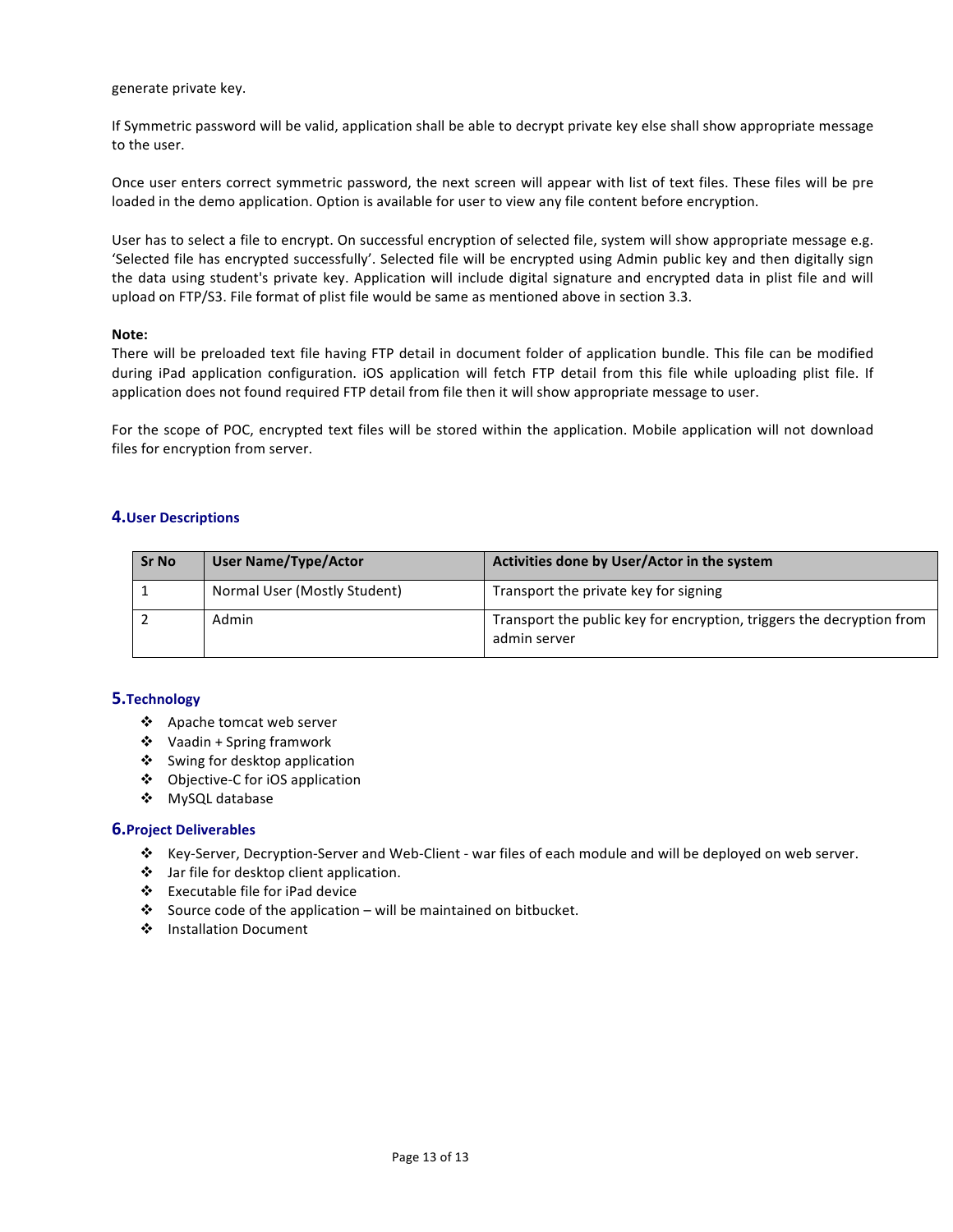generate private key.

If Symmetric password will be valid, application shall be able to decrypt private key else shall show appropriate message to the user.

Once user enters correct symmetric password, the next screen will appear with list of text files. These files will be pre loaded in the demo application. Option is available for user to view any file content before encryption.

User has to select a file to encrypt. On successful encryption of selected file, system will show appropriate message e.g. 'Selected file has encrypted successfully'. Selected file will be encrypted using Admin public key and then digitally sign the data using student's private key. Application will include digital signature and encrypted data in plist file and will upload on FTP/S3. File format of plist file would be same as mentioned above in section 3.3.

**Note:**
There will be preloaded text file having FTP detail in document folder of application bundle. This file can be modified during iPad application configuration. iOS application will fetch FTP detail from this file while uploading plist file. If application does not found required FTP detail from file then it will show appropriate message to user.

For the scope of POC, encrypted text files will be stored within the application. Mobile application will not download files for encryption from server.

## 4. User Descriptions

| Sr No | User Name/Type/Actor | Activities done by User/Actor in the system |
|---|---|---|
| 1 | Normal User (Mostly Student) | Transport the private key for signing |
| 2 | Admin | Transport the public key for encryption, triggers the decryption from admin server |

## 5. Technology

- Apache tomcat web server
- Vaadin + Spring framwork
- Swing for desktop application
- Objective-C for iOS application
- MySQL database

## 6. Project Deliverables

- Key-Server, Decryption-Server and Web-Client - war files of each module and will be deployed on web server.
- Jar file for desktop client application.
- Executable file for iPad device
- Source code of the application – will be maintained on bitbucket.
- Installation Document